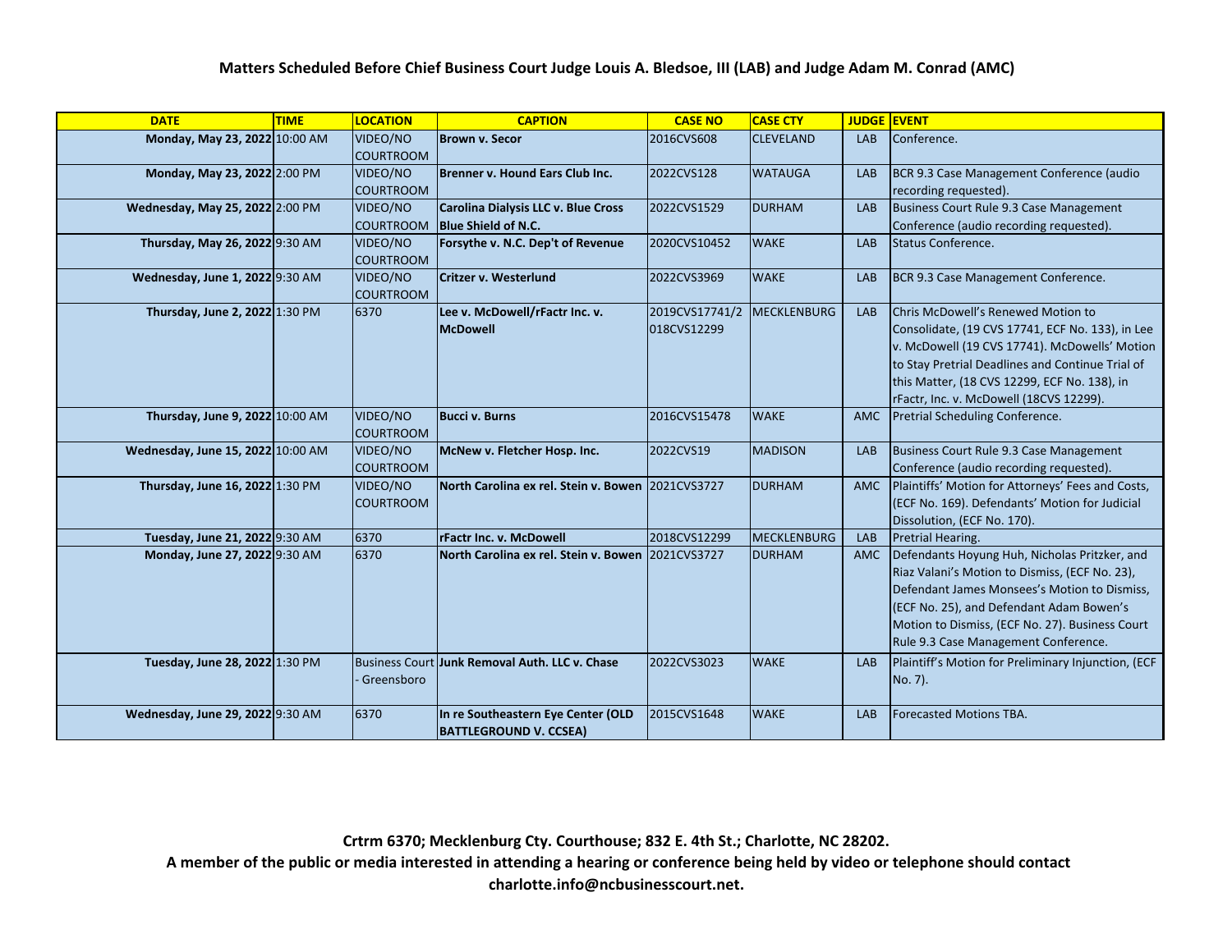**Matters Scheduled Before Chief Business Court Judge Louis A. Bledsoe, III (LAB) and Judge Adam M. Conrad (AMC)**

| DATE | TIME | LOCATION | CAPTION | CASE NO | CASE CTY | JUDGE | EVENT |
|---|---|---|---|---|---|---|---|
| **Monday, May 23, 2022** | 10:00 AM | VIDEO/NO COURTROOM | **Brown v. Secor** | 2016CVS608 | CLEVELAND | LAB | Conference. |
| **Monday, May 23, 2022** | 2:00 PM | VIDEO/NO COURTROOM | **Brenner v. Hound Ears Club Inc.** | 2022CVS128 | WATAUGA | LAB | BCR 9.3 Case Management Conference (audio recording requested). |
| **Wednesday, May 25, 2022** | 2:00 PM | VIDEO/NO COURTROOM | **Carolina Dialysis LLC v. Blue Cross Blue Shield of N.C.** | 2022CVS1529 | DURHAM | LAB | Business Court Rule 9.3 Case Management Conference (audio recording requested). |
| **Thursday, May 26, 2022** | 9:30 AM | VIDEO/NO COURTROOM | **Forsythe v. N.C. Dep't of Revenue** | 2020CVS10452 | WAKE | LAB | Status Conference. |
| **Wednesday, June 1, 2022** | 9:30 AM | VIDEO/NO COURTROOM | **Critzer v. Westerlund** | 2022CVS3969 | WAKE | LAB | BCR 9.3 Case Management Conference. |
| **Thursday, June 2, 2022** | 1:30 PM | 6370 | **Lee v. McDowell/rFactr Inc. v. McDowell** | 2019CVS17741/2018CVS12299 | MECKLENBURG | LAB | Chris McDowell's Renewed Motion to Consolidate, (19 CVS 17741, ECF No. 133), in Lee v. McDowell (19 CVS 17741). McDowells' Motion to Stay Pretrial Deadlines and Continue Trial of this Matter, (18 CVS 12299, ECF No. 138), in rFactr, Inc. v. McDowell (18CVS 12299). |
| **Thursday, June 9, 2022** | 10:00 AM | VIDEO/NO COURTROOM | **Bucci v. Burns** | 2016CVS15478 | WAKE | AMC | Pretrial Scheduling Conference. |
| **Wednesday, June 15, 2022** | 10:00 AM | VIDEO/NO COURTROOM | **McNew v. Fletcher Hosp. Inc.** | 2022CVS19 | MADISON | LAB | Business Court Rule 9.3 Case Management Conference (audio recording requested). |
| **Thursday, June 16, 2022** | 1:30 PM | VIDEO/NO COURTROOM | **North Carolina ex rel. Stein v. Bowen** | 2021CVS3727 | DURHAM | AMC | Plaintiffs' Motion for Attorneys' Fees and Costs, (ECF No. 169). Defendants' Motion for Judicial Dissolution, (ECF No. 170). |
| **Tuesday, June 21, 2022** | 9:30 AM | 6370 | **rFactr Inc. v. McDowell** | 2018CVS12299 | MECKLENBURG | LAB | Pretrial Hearing. |
| **Monday, June 27, 2022** | 9:30 AM | 6370 | **North Carolina ex rel. Stein v. Bowen** | 2021CVS3727 | DURHAM | AMC | Defendants Hoyung Huh, Nicholas Pritzker, and Riaz Valani's Motion to Dismiss, (ECF No. 23), Defendant James Monsees's Motion to Dismiss, (ECF No. 25), and Defendant Adam Bowen's Motion to Dismiss, (ECF No. 27). Business Court Rule 9.3 Case Management Conference. |
| **Tuesday, June 28, 2022** | 1:30 PM | Business Court - Greensboro | **Junk Removal Auth. LLC v. Chase** | 2022CVS3023 | WAKE | LAB | Plaintiff's Motion for Preliminary Injunction, (ECF No. 7). |
| **Wednesday, June 29, 2022** | 9:30 AM | 6370 | **In re Southeastern Eye Center (OLD BATTLEGROUND V. CCSEA)** | 2015CVS1648 | WAKE | LAB | Forecasted Motions TBA. |

**Crtrm 6370; Mecklenburg Cty. Courthouse; 832 E. 4th St.; Charlotte, NC 28202.**

**A member of the public or media interested in attending a hearing or conference being held by video or telephone should contact charlotte.info@ncbusinesscourt.net.**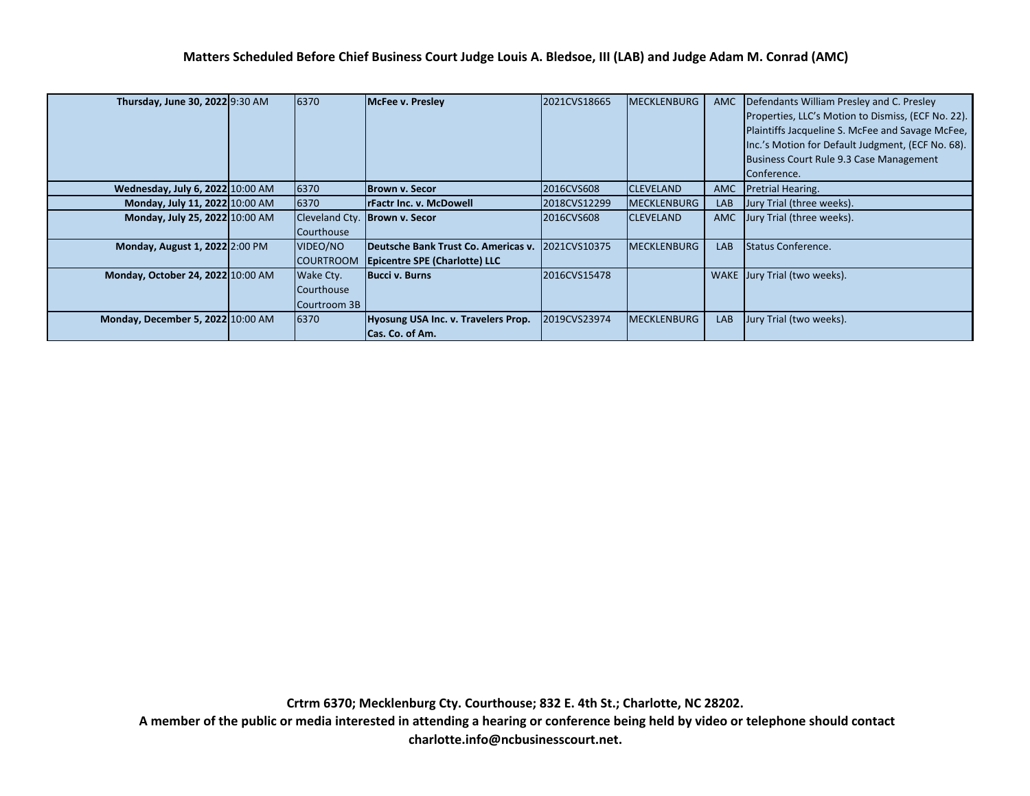**Matters Scheduled Before Chief Business Court Judge Louis A. Bledsoe, III (LAB) and Judge Adam M. Conrad (AMC)**

| | | | | | | | |
|---|---|---|---|---|---|---|---|
| **Thursday, June 30, 2022** | 9:30 AM | 6370 | **McFee v. Presley** | 2021CVS18665 | MECKLENBURG | AMC | Defendants William Presley and C. Presley Properties, LLC's Motion to Dismiss, (ECF No. 22). Plaintiffs Jacqueline S. McFee and Savage McFee, Inc.'s Motion for Default Judgment, (ECF No. 68). Business Court Rule 9.3 Case Management Conference. |
| **Wednesday, July 6, 2022** | 10:00 AM | 6370 | **Brown v. Secor** | 2016CVS608 | CLEVELAND | AMC | Pretrial Hearing. |
| **Monday, July 11, 2022** | 10:00 AM | 6370 | **rFactr Inc. v. McDowell** | 2018CVS12299 | MECKLENBURG | LAB | Jury Trial (three weeks). |
| **Monday, July 25, 2022** | 10:00 AM | Cleveland Cty. Courthouse | **Brown v. Secor** | 2016CVS608 | CLEVELAND | AMC | Jury Trial (three weeks). |
| **Monday, August 1, 2022** | 2:00 PM | VIDEO/NO COURTROOM | **Deutsche Bank Trust Co. Americas v. Epicentre SPE (Charlotte) LLC** | 2021CVS10375 | MECKLENBURG | LAB | Status Conference. |
| **Monday, October 24, 2022** | 10:00 AM | Wake Cty. Courthouse Courtroom 3B | **Bucci v. Burns** | 2016CVS15478 | | WAKE | Jury Trial (two weeks). |
| **Monday, December 5, 2022** | 10:00 AM | 6370 | **Hyosung USA Inc. v. Travelers Prop. Cas. Co. of Am.** | 2019CVS23974 | MECKLENBURG | LAB | Jury Trial (two weeks). |

**Crtrm 6370; Mecklenburg Cty. Courthouse; 832 E. 4th St.; Charlotte, NC 28202.**
**A member of the public or media interested in attending a hearing or conference being held by video or telephone should contact charlotte.info@ncbusinesscourt.net.**